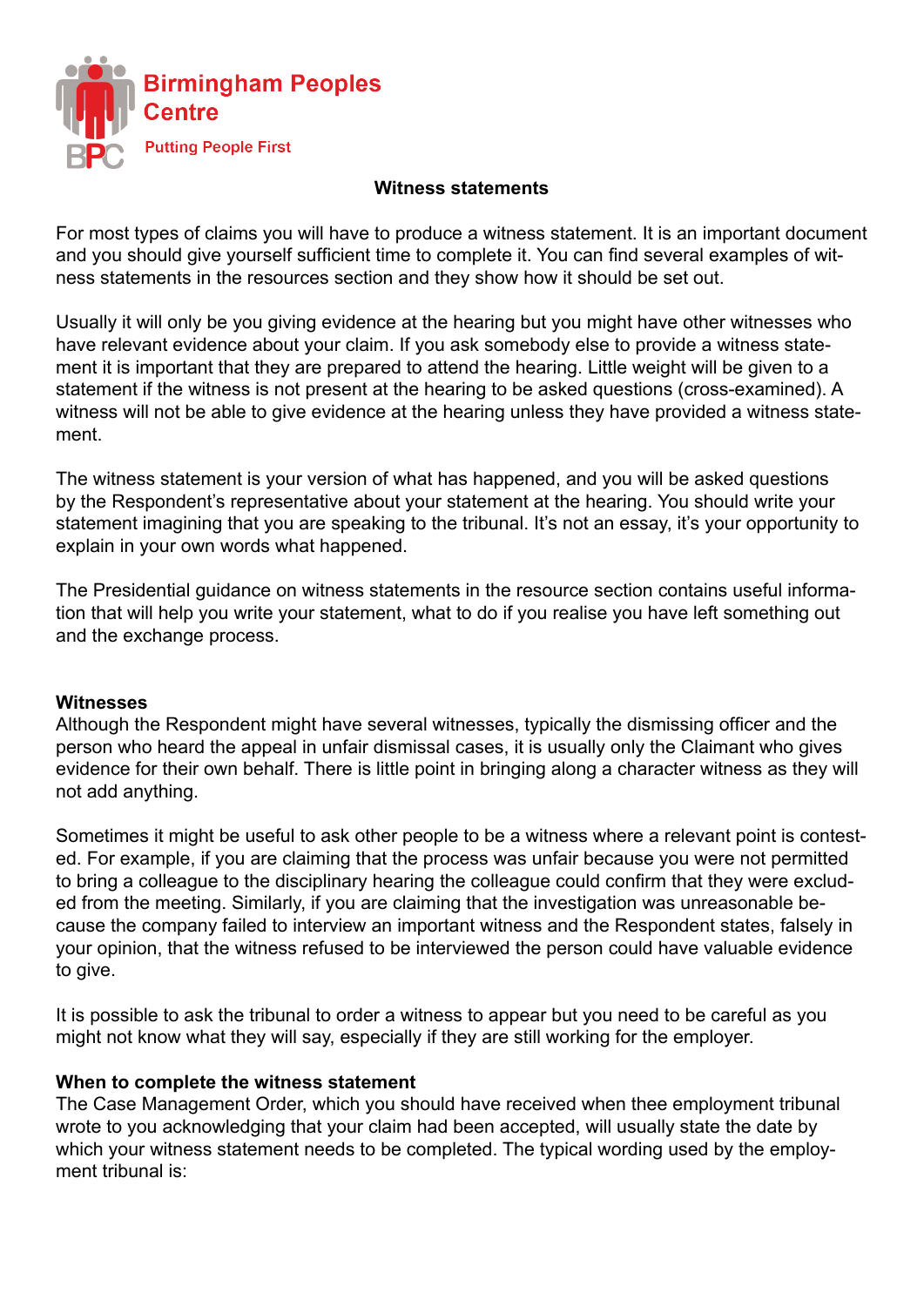Birmingham Peoples Centre

Putting People First

## Witness statements

For most types of claims you will have to produce a witness statement. It is an important document and you should give yourself sufficient time to complete it. You can find several examples of witness statements in the resources section and they show how it should be set out.

Usually it will only be you giving evidence at the hearing but you might have other witnesses who have relevant evidence about your claim. If you ask somebody else to provide a witness statement it is important that they are prepared to attend the hearing. Little weight will be given to a statement if the witness is not present at the hearing to be asked questions (cross-examined). A witness will not be able to give evidence at the hearing unless they have provided a witness statement.

The witness statement is your version of what has happened, and you will be asked questions by the Respondent's representative about your statement at the hearing. You should write your statement imagining that you are speaking to the tribunal. It's not an essay, it's your opportunity to explain in your own words what happened.

The Presidential guidance on witness statements in the resource section contains useful information that will help you write your statement, what to do if you realise you have left something out and the exchange process.

### Witnesses

Although the Respondent might have several witnesses, typically the dismissing officer and the person who heard the appeal in unfair dismissal cases, it is usually only the Claimant who gives evidence for their own behalf. There is little point in bringing along a character witness as they will not add anything.

Sometimes it might be useful to ask other people to be a witness where a relevant point is contested. For example, if you are claiming that the process was unfair because you were not permitted to bring a colleague to the disciplinary hearing the colleague could confirm that they were excluded from the meeting. Similarly, if you are claiming that the investigation was unreasonable because the company failed to interview an important witness and the Respondent states, falsely in your opinion, that the witness refused to be interviewed the person could have valuable evidence to give.

It is possible to ask the tribunal to order a witness to appear but you need to be careful as you might not know what they will say, especially if they are still working for the employer.

### When to complete the witness statement

The Case Management Order, which you should have received when thee employment tribunal wrote to you acknowledging that your claim had been accepted, will usually state the date by which your witness statement needs to be completed. The typical wording used by the employment tribunal is: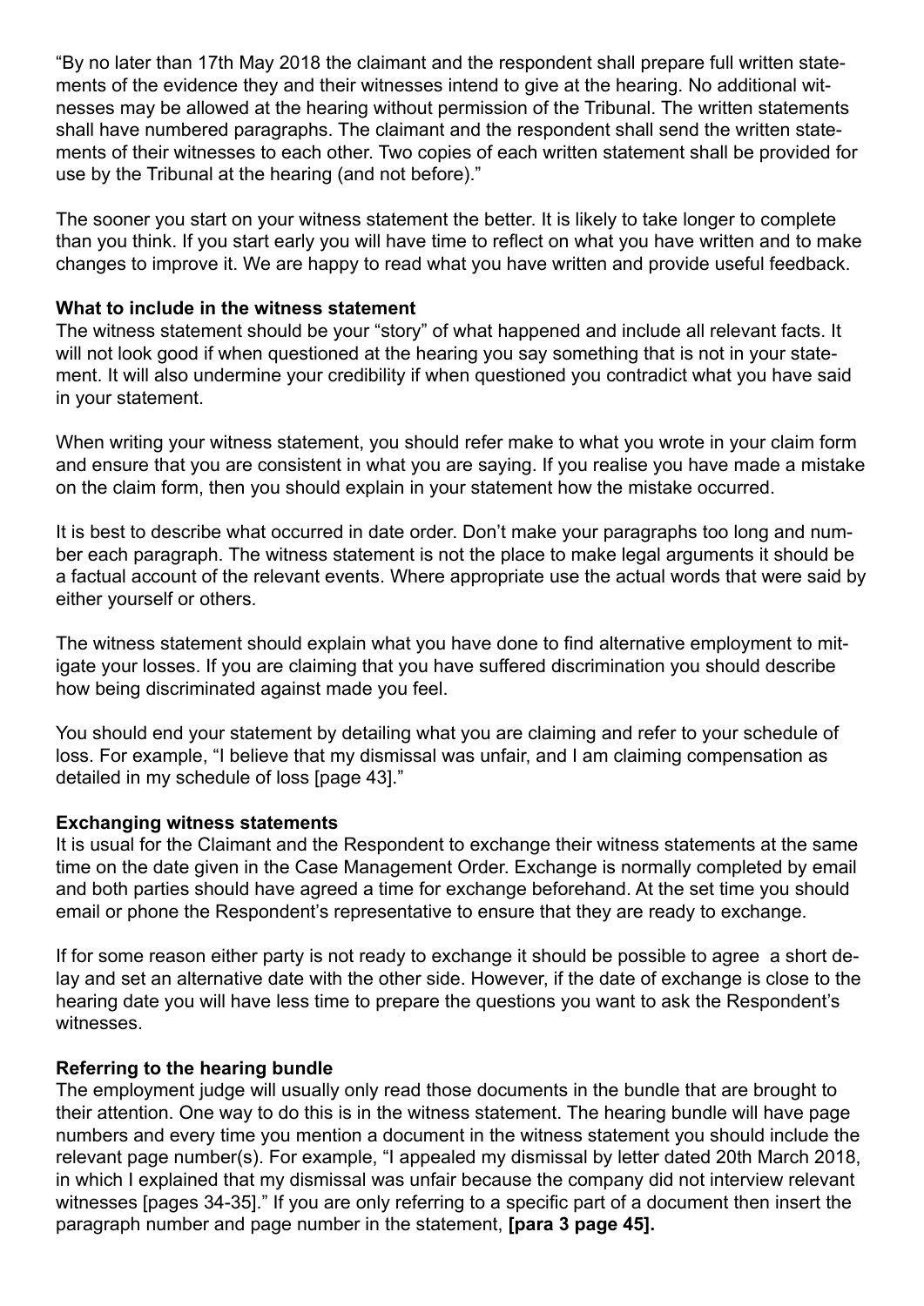"By no later than 17th May 2018 the claimant and the respondent shall prepare full written statements of the evidence they and their witnesses intend to give at the hearing. No additional witnesses may be allowed at the hearing without permission of the Tribunal. The written statements shall have numbered paragraphs. The claimant and the respondent shall send the written statements of their witnesses to each other. Two copies of each written statement shall be provided for use by the Tribunal at the hearing (and not before)."

The sooner you start on your witness statement the better. It is likely to take longer to complete than you think. If you start early you will have time to reflect on what you have written and to make changes to improve it. We are happy to read what you have written and provide useful feedback.

**What to include in the witness statement**

The witness statement should be your "story" of what happened and include all relevant facts. It will not look good if when questioned at the hearing you say something that is not in your statement. It will also undermine your credibility if when questioned you contradict what you have said in your statement.

When writing your witness statement, you should refer make to what you wrote in your claim form and ensure that you are consistent in what you are saying. If you realise you have made a mistake on the claim form, then you should explain in your statement how the mistake occurred.

It is best to describe what occurred in date order. Don't make your paragraphs too long and number each paragraph. The witness statement is not the place to make legal arguments it should be a factual account of the relevant events. Where appropriate use the actual words that were said by either yourself or others.

The witness statement should explain what you have done to find alternative employment to mitigate your losses. If you are claiming that you have suffered discrimination you should describe how being discriminated against made you feel.

You should end your statement by detailing what you are claiming and refer to your schedule of loss. For example, "I believe that my dismissal was unfair, and I am claiming compensation as detailed in my schedule of loss [page 43]."

**Exchanging witness statements**

It is usual for the Claimant and the Respondent to exchange their witness statements at the same time on the date given in the Case Management Order. Exchange is normally completed by email and both parties should have agreed a time for exchange beforehand. At the set time you should email or phone the Respondent's representative to ensure that they are ready to exchange.

If for some reason either party is not ready to exchange it should be possible to agree a short delay and set an alternative date with the other side. However, if the date of exchange is close to the hearing date you will have less time to prepare the questions you want to ask the Respondent's witnesses.

**Referring to the hearing bundle**

The employment judge will usually only read those documents in the bundle that are brought to their attention. One way to do this is in the witness statement. The hearing bundle will have page numbers and every time you mention a document in the witness statement you should include the relevant page number(s). For example, "I appealed my dismissal by letter dated 20th March 2018, in which I explained that my dismissal was unfair because the company did not interview relevant witnesses [pages 34-35]." If you are only referring to a specific part of a document then insert the paragraph number and page number in the statement, **[para 3 page 45].**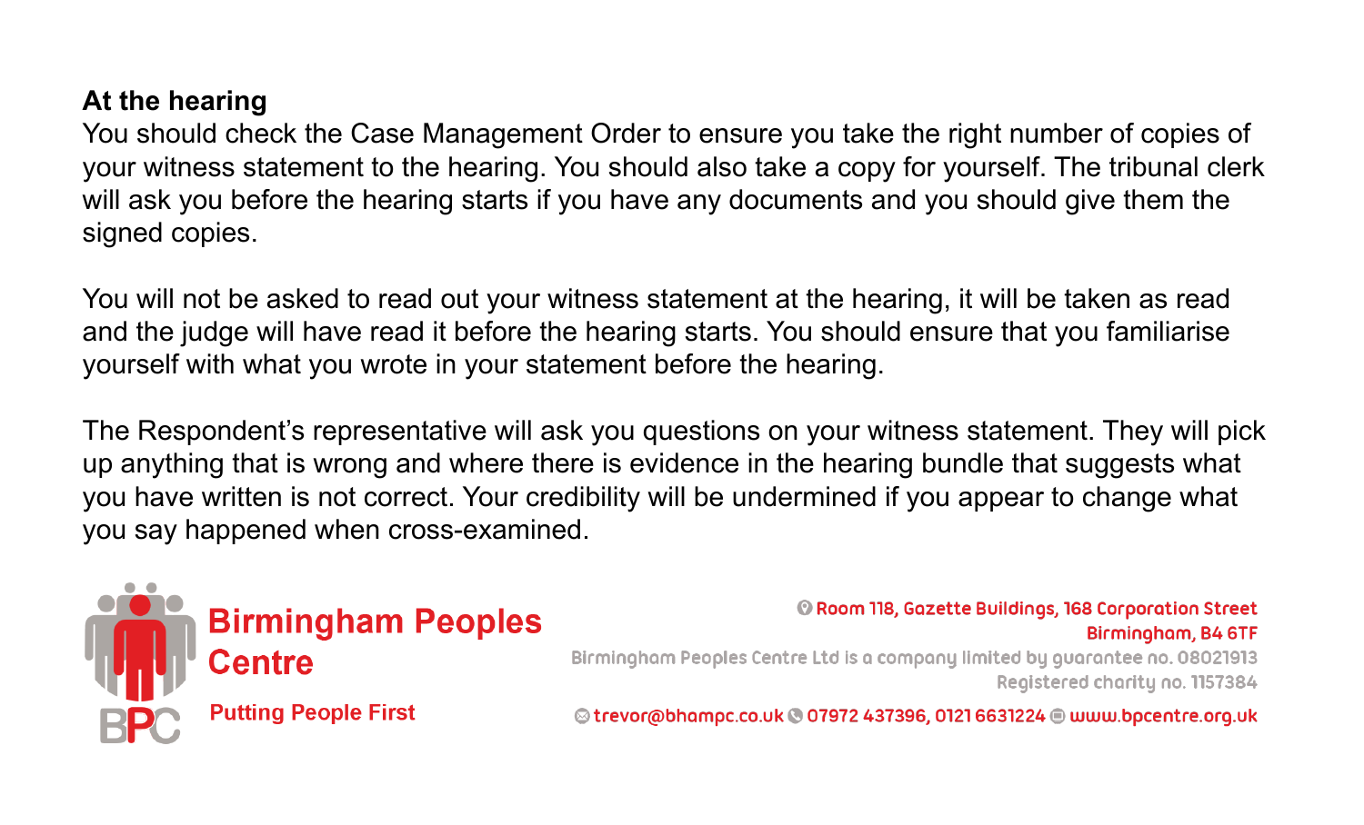## At the hearing

You should check the Case Management Order to ensure you take the right number of copies of your witness statement to the hearing. You should also take a copy for yourself. The tribunal clerk will ask you before the hearing starts if you have any documents and you should give them the signed copies.

You will not be asked to read out your witness statement at the hearing, it will be taken as read and the judge will have read it before the hearing starts. You should ensure that you familiarise yourself with what you wrote in your statement before the hearing.

The Respondent's representative will ask you questions on your witness statement. They will pick up anything that is wrong and where there is evidence in the hearing bundle that suggests what you have written is not correct. Your credibility will be undermined if you appear to change what you say happened when cross-examined.

**Birmingham Peoples Centre**

**Putting People First**

Room 118, Gazette Buildings, 168 Corporation Street
Birmingham, B4 6TF

Birmingham Peoples Centre Ltd is a company limited by guarantee no. 08021913
Registered charity no. 1157384

trevor@bhampc.co.uk 07972 437396, 0121 6631224 www.bpcentre.org.uk